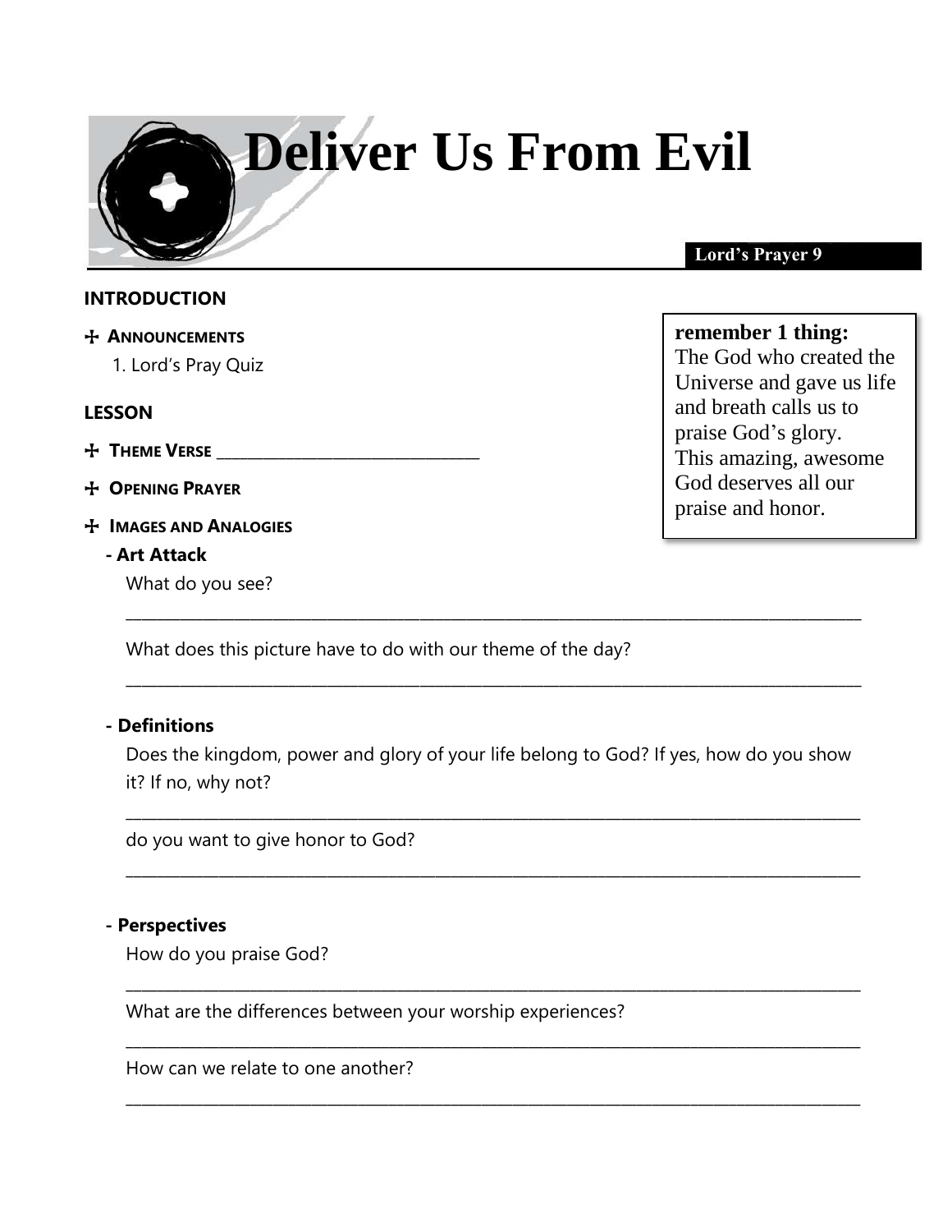# Deliver Us From Evil

**Lord's Prayer 9**

## INTRODUCTION

> **remember 1 thing:**
> The God who created the Universe and gave us life and breath calls us to praise God's glory. This amazing, awesome God deserves all our praise and honor.

✢ **ANNOUNCEMENTS**

1. Lord's Pray Quiz

## LESSON

✢ **THEME VERSE** ______________________________

✢ **OPENING PRAYER**

✢ **IMAGES AND ANALOGIES**

**- Art Attack**

What do you see?

_____________________________________________________________________________________

What does this picture have to do with our theme of the day?

_____________________________________________________________________________________

**- Definitions**

Does the kingdom, power and glory of your life belong to God? If yes, how do you show it? If no, why not?

_____________________________________________________________________________________

do you want to give honor to God?

_____________________________________________________________________________________

**- Perspectives**

How do you praise God?

_____________________________________________________________________________________

What are the differences between your worship experiences?

_____________________________________________________________________________________

How can we relate to one another?

_____________________________________________________________________________________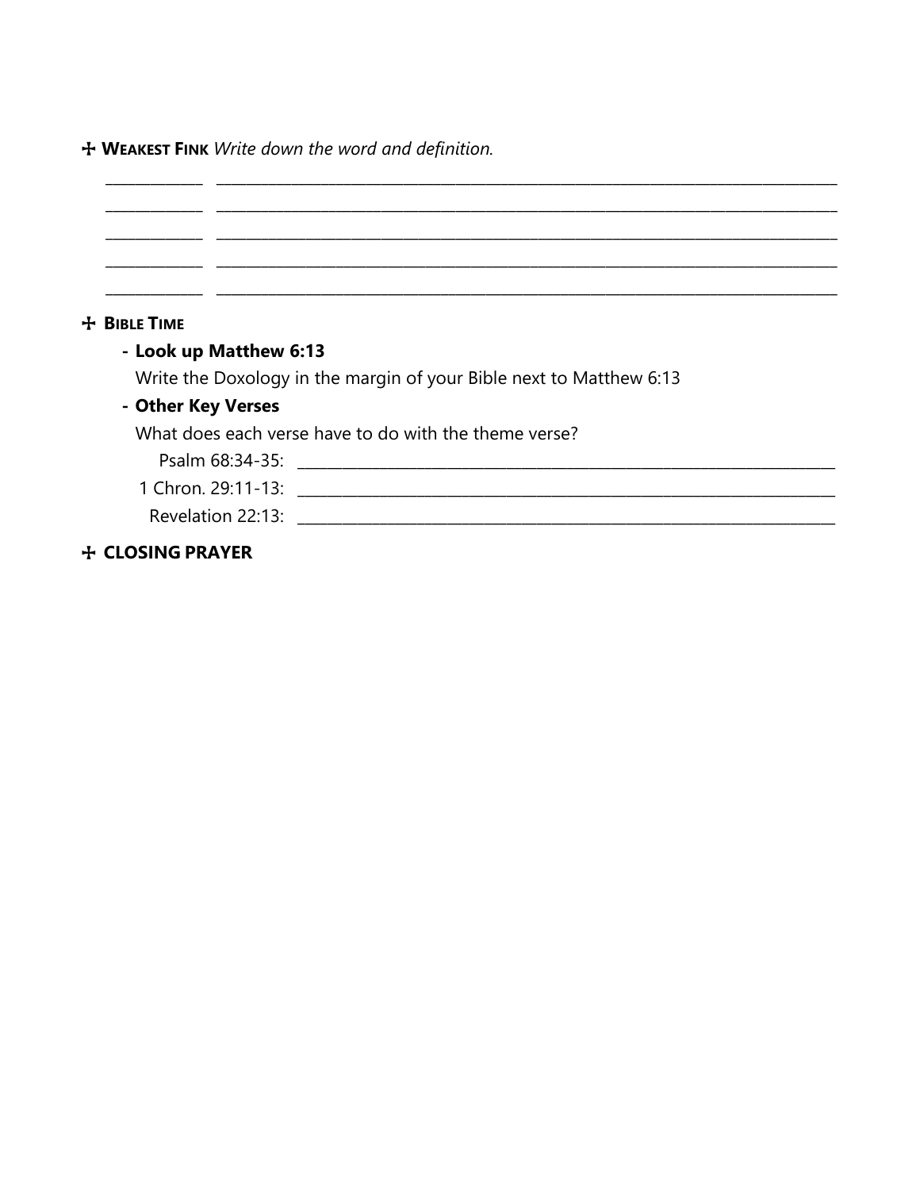✢ **WEAKEST FINK** *Write down the word and definition.*

_____________ ________________________________________________________________________________

_____________ ________________________________________________________________________________

_____________ ________________________________________________________________________________

_____________ ________________________________________________________________________________

_____________ ________________________________________________________________________________

✢ **BIBLE TIME**

- **Look up Matthew 6:13**

  Write the Doxology in the margin of your Bible next to Matthew 6:13

- **Other Key Verses**

  What does each verse have to do with the theme verse?

  Psalm 68:34-35: ______________________________________________________________________

  1 Chron. 29:11-13: ______________________________________________________________________

  Revelation 22:13: ______________________________________________________________________

✢ **CLOSING PRAYER**